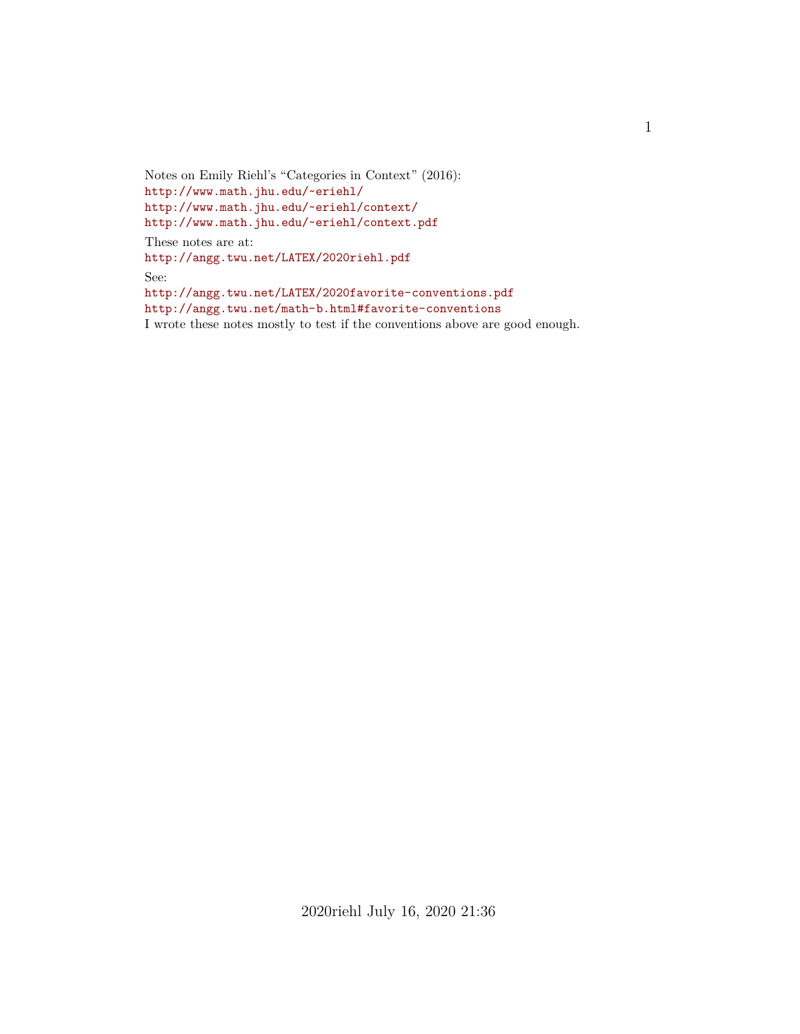Notes on Emily Riehl's "Categories in Context" (2016):
http://www.math.jhu.edu/~eriehl/
http://www.math.jhu.edu/~eriehl/context/
http://www.math.jhu.edu/~eriehl/context.pdf

These notes are at:
http://angg.twu.net/LATEX/2020riehl.pdf

See:
http://angg.twu.net/LATEX/2020favorite-conventions.pdf
http://angg.twu.net/math-b.html#favorite-conventions
I wrote these notes mostly to test if the conventions above are good enough.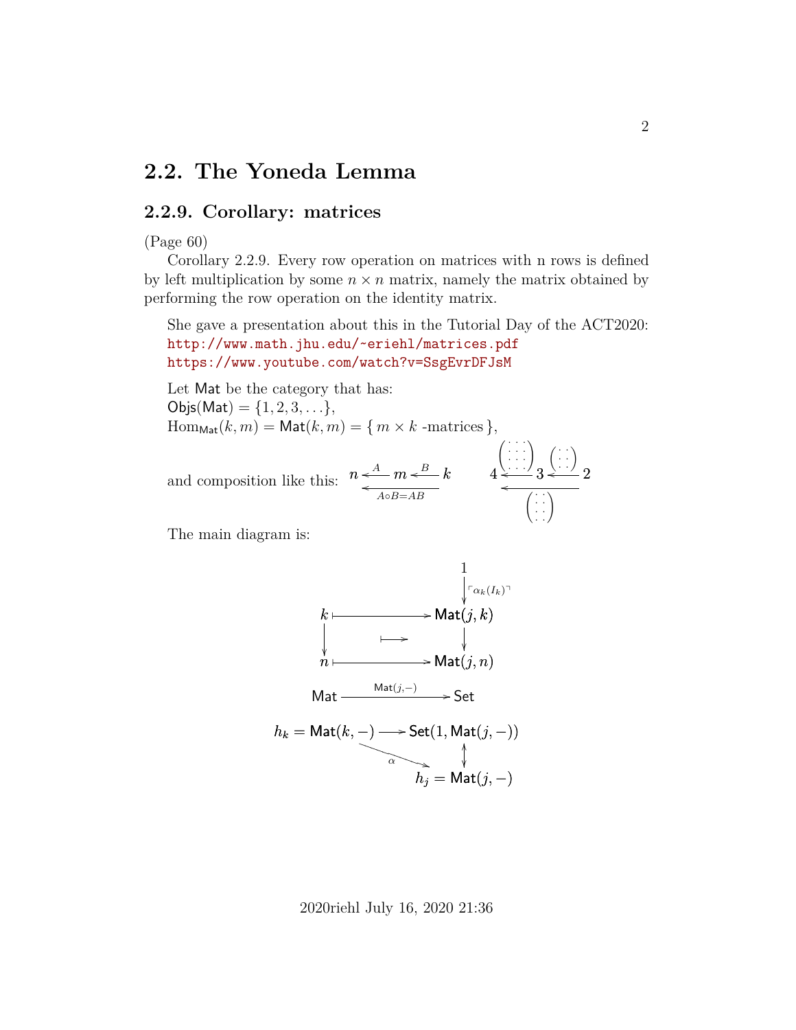## 2.2. The Yoneda Lemma

### 2.2.9. Corollary: matrices

(Page 60)

Corollary 2.2.9. Every row operation on matrices with n rows is defined by left multiplication by some $n \times n$ matrix, namely the matrix obtained by performing the row operation on the identity matrix.

She gave a presentation about this in the Tutorial Day of the ACT2020:
http://www.math.jhu.edu/~eriehl/matrices.pdf
https://www.youtube.com/watch?v=SsgEvrDFJsM

Let $\mathsf{Mat}$ be the category that has:
$\mathsf{Objs}(\mathsf{Mat}) = \{1, 2, 3, \ldots\}$,
$\mathrm{Hom}_{\mathsf{Mat}}(k, m) = \mathsf{Mat}(k, m) = \{\, m \times k \text{ -matrices}\,\}$,

and composition like this:

$$n \xleftarrow{A} m \xleftarrow{B} k, \qquad n \xleftarrow{A \circ B = AB} k$$

$$4 \xleftarrow{\begin{pmatrix} \cdot & \cdot & \cdot \\ \cdot & \cdot & \cdot \\ \cdot & \cdot & \cdot \\ \cdot & \cdot & \cdot \end{pmatrix}} 3 \xleftarrow{\begin{pmatrix} \cdot & \cdot \\ \cdot & \cdot \\ \cdot & \cdot \end{pmatrix}} 2, \qquad 4 \xleftarrow{\begin{pmatrix} \cdot & \cdot \\ \cdot & \cdot \\ \cdot & \cdot \\ \cdot & \cdot \end{pmatrix}} 2$$

The main diagram is:

$$\begin{array}{ccc}
 & & 1 \\
 & & \downarrow {\scriptstyle \ulcorner \alpha_k(I_k) \urcorner} \\
k & \longmapsto & \mathsf{Mat}(j, k) \\
\downarrow & \longmapsto & \downarrow \\
n & \longmapsto & \mathsf{Mat}(j, n)
\end{array}$$

$$\mathsf{Mat} \xrightarrow{\mathsf{Mat}(j,-)} \mathsf{Set}$$

$$\begin{array}{ccc}
h_k = \mathsf{Mat}(k, -) & \longrightarrow & \mathsf{Set}(1, \mathsf{Mat}(j, -)) \\
 & \searrow^{\alpha} & \updownarrow \\
 & & h_j = \mathsf{Mat}(j, -)
\end{array}$$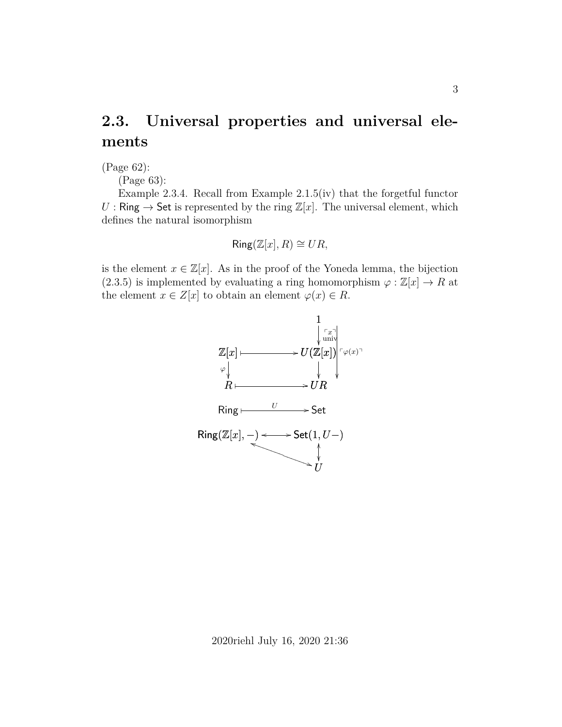## 2.3. Universal properties and universal elements

(Page 62):

(Page 63):

Example 2.3.4. Recall from Example 2.1.5(iv) that the forgetful functor $U : \mathsf{Ring} \to \mathsf{Set}$ is represented by the ring $\mathbb{Z}[x]$. The universal element, which defines the natural isomorphism

$$\mathsf{Ring}(\mathbb{Z}[x], R) \cong UR,$$

is the element $x \in \mathbb{Z}[x]$. As in the proof of the Yoneda lemma, the bijection (2.3.5) is implemented by evaluating a ring homomorphism $\varphi : \mathbb{Z}[x] \to R$ at the element $x \in Z[x]$ to obtain an element $\varphi(x) \in R$.

$$\begin{array}{ccc}
 & & 1 \\
 & & \downarrow {\scriptstyle \ulcorner x \urcorner \text{ univ}} \quad \searrow {\scriptstyle \ulcorner \varphi(x) \urcorner} \\
\mathbb{Z}[x] & \longmapsto & U(\mathbb{Z}[x]) \\
{\scriptstyle \varphi}\downarrow & & \downarrow \\
R & \longmapsto & UR
\end{array}$$

$$\mathsf{Ring} \xrightarrow{\quad U \quad} \mathsf{Set}$$

$$\begin{array}{ccc}
\mathsf{Ring}(\mathbb{Z}[x], -) & \longleftrightarrow & \mathsf{Set}(1, U-) \\
 & \nwarrow\!\!\searrow & \updownarrow \\
 & & U
\end{array}$$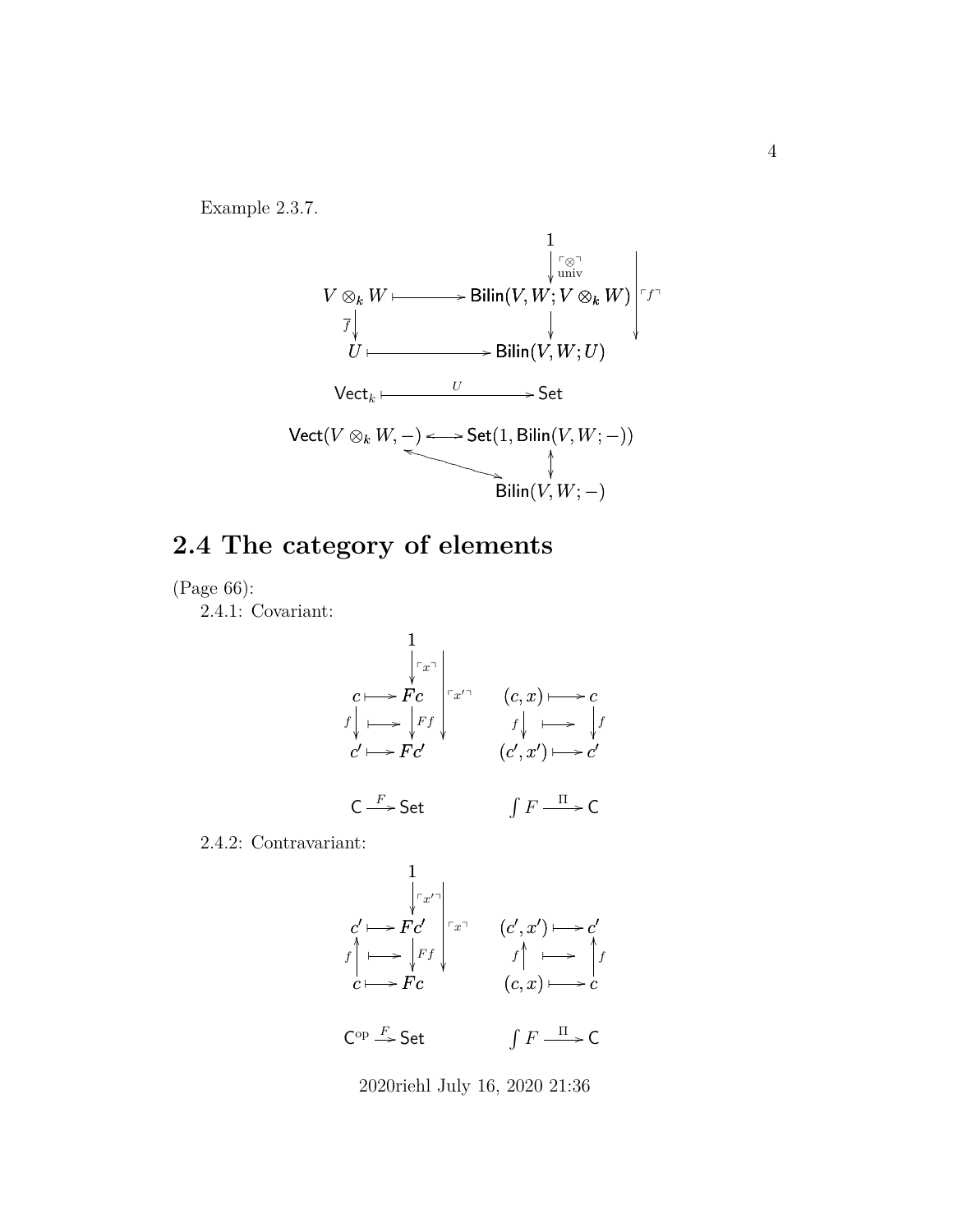Example 2.3.7.

$$
\begin{array}{ccc}
 & & 1 \\
 & & \downarrow {\scriptstyle \ulcorner\otimes\urcorner \text{ univ}} \\
V \otimes_k W & \longmapsto & \mathsf{Bilin}(V, W; V \otimes_k W) \\
{\scriptstyle \overline{f}} \downarrow & & \downarrow \\
U & \longmapsto & \mathsf{Bilin}(V, W; U)
\end{array}
\qquad \ulcorner f \urcorner
$$

$$\mathsf{Vect}_k \xrightarrow{\ U\ } \mathsf{Set}$$

$$
\begin{array}{ccc}
\mathsf{Vect}(V \otimes_k W, -) & \longleftrightarrow & \mathsf{Set}(1, \mathsf{Bilin}(V, W; -)) \\
 & \nwarrow\!\!\searrow & \updownarrow \\
 & & \mathsf{Bilin}(V, W; -)
\end{array}
$$

## 2.4 The category of elements

(Page 66):

2.4.1: Covariant:

$$
\begin{array}{ccc}
 & & 1 \\
 & & \downarrow {\scriptstyle \ulcorner x \urcorner} \\
c & \longmapsto & Fc \\
{\scriptstyle f} \downarrow & \longmapsto & \downarrow {\scriptstyle Ff} \\
c' & \longmapsto & Fc'
\end{array}
\quad \ulcorner x' \urcorner
\qquad
\begin{array}{ccc}
(c, x) & \longmapsto & c \\
{\scriptstyle f} \downarrow & \longmapsto & \downarrow {\scriptstyle f} \\
(c', x') & \longmapsto & c'
\end{array}
$$

$$\mathsf{C} \xrightarrow{F} \mathsf{Set} \qquad \int F \xrightarrow{\ \Pi\ } \mathsf{C}$$

2.4.2: Contravariant:

$$
\begin{array}{ccc}
 & & 1 \\
 & & \downarrow {\scriptstyle \ulcorner x' \urcorner} \\
c' & \longmapsto & Fc' \\
{\scriptstyle f} \uparrow & \longmapsto & \downarrow {\scriptstyle Ff} \\
c & \longmapsto & Fc
\end{array}
\quad \ulcorner x \urcorner
\qquad
\begin{array}{ccc}
(c', x') & \longmapsto & c' \\
{\scriptstyle f} \uparrow & \longmapsto & \uparrow {\scriptstyle f} \\
(c, x) & \longmapsto & c
\end{array}
$$

$$\mathsf{C}^{\mathrm{op}} \xrightarrow{F} \mathsf{Set} \qquad \int F \xrightarrow{\ \Pi\ } \mathsf{C}$$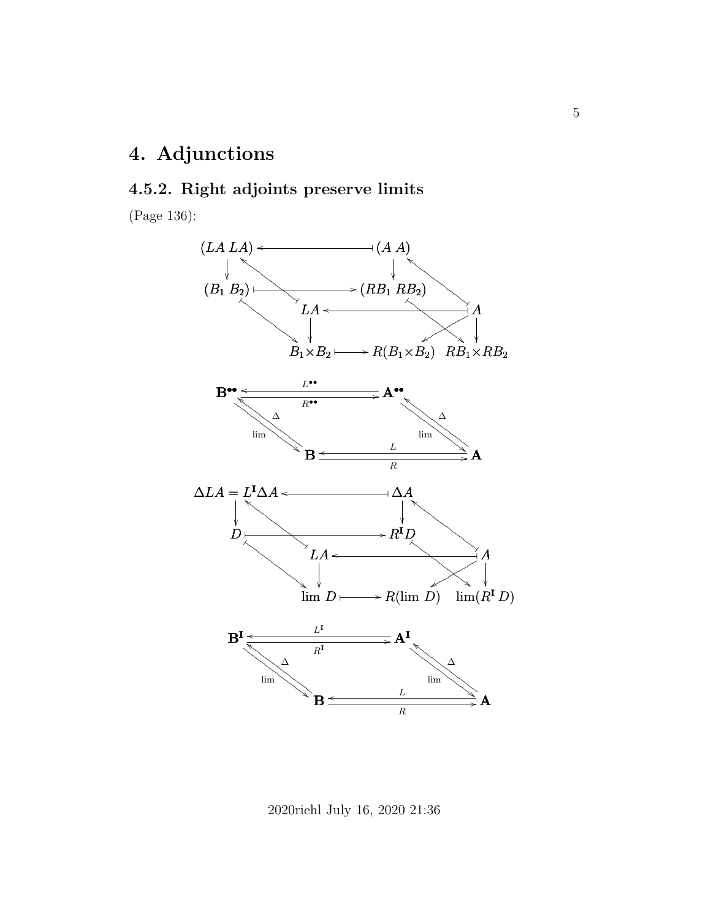# 4. Adjunctions

## 4.5.2. Right adjoints preserve limits

(Page 136):

$$
\begin{array}{ccccc}
(LA\ LA) & \longleftarrow & (A\ A) & & \\
\downarrow & & \downarrow & & \\
(B_1\ B_2) & \longmapsto & (RB_1\ RB_2) & & \\
& LA & \longleftarrow & A & \\
& \downarrow & & \downarrow & \\
& B_1 \times B_2 & \longmapsto\ R(B_1 \times B_2) & RB_1 \times RB_2 &
\end{array}
$$

$$
\begin{array}{ccc}
\mathbf{B}^{\bullet\bullet} & \underset{R^{\bullet\bullet}}{\overset{L^{\bullet\bullet}}{\rightleftarrows}} & \mathbf{A}^{\bullet\bullet} \\
\Delta \uparrow \downarrow \lim & & \Delta \uparrow \downarrow \lim \\
\mathbf{B} & \underset{R}{\overset{L}{\rightleftarrows}} & \mathbf{A}
\end{array}
$$

$$
\begin{array}{ccccc}
\Delta LA = L^{\mathbf{I}}\Delta A & \longleftarrow & \Delta A & & \\
\downarrow & & \downarrow & & \\
D & \longmapsto & R^{\mathbf{I}}D & & \\
& LA & \longleftarrow & A & \\
& \downarrow & & \downarrow & \\
& \lim\ D & \longmapsto\ R(\lim\ D) & \lim(R^{\mathbf{I}}\, D) &
\end{array}
$$

$$
\begin{array}{ccc}
\mathbf{B}^{\mathbf{I}} & \underset{R^{\mathbf{I}}}{\overset{L^{\mathbf{I}}}{\rightleftarrows}} & \mathbf{A}^{\mathbf{I}} \\
\Delta \uparrow \downarrow \lim & & \Delta \uparrow \downarrow \lim \\
\mathbf{B} & \underset{R}{\overset{L}{\rightleftarrows}} & \mathbf{A}
\end{array}
$$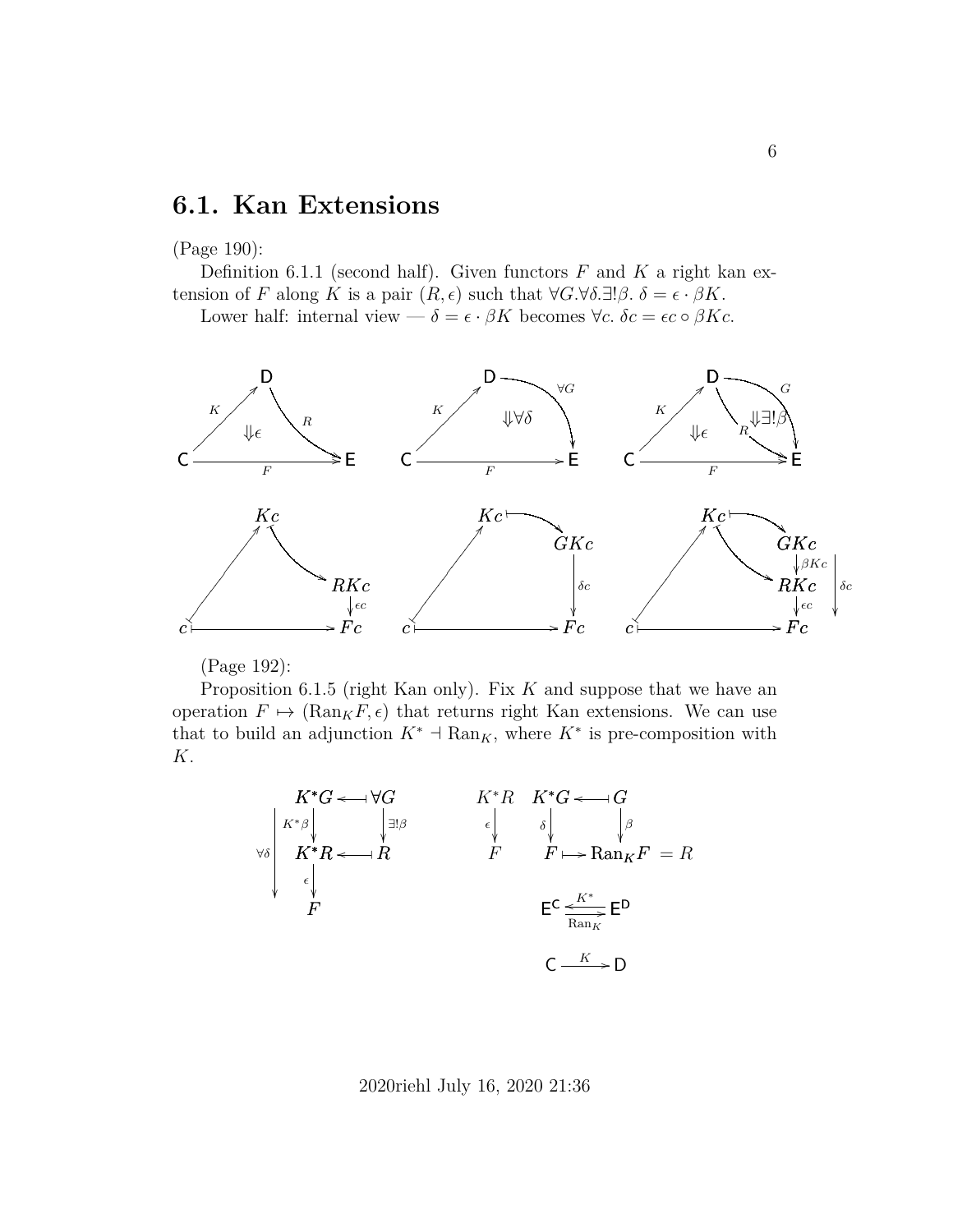## 6.1. Kan Extensions

(Page 190):

Definition 6.1.1 (second half). Given functors $F$ and $K$ a right kan extension of $F$ along $K$ is a pair $(R, \epsilon)$ such that $\forall G. \forall \delta. \exists! \beta.\ \delta = \epsilon \cdot \beta K$.

Lower half: internal view — $\delta = \epsilon \cdot \beta K$ becomes $\forall c.\ \delta c = \epsilon c \circ \beta K c$.

(Page 192):

Proposition 6.1.5 (right Kan only). Fix $K$ and suppose that we have an operation $F \mapsto (\mathrm{Ran}_K F, \epsilon)$ that returns right Kan extensions. We can use that to build an adjunction $K^* \dashv \mathrm{Ran}_K$, where $K^*$ is pre-composition with $K$.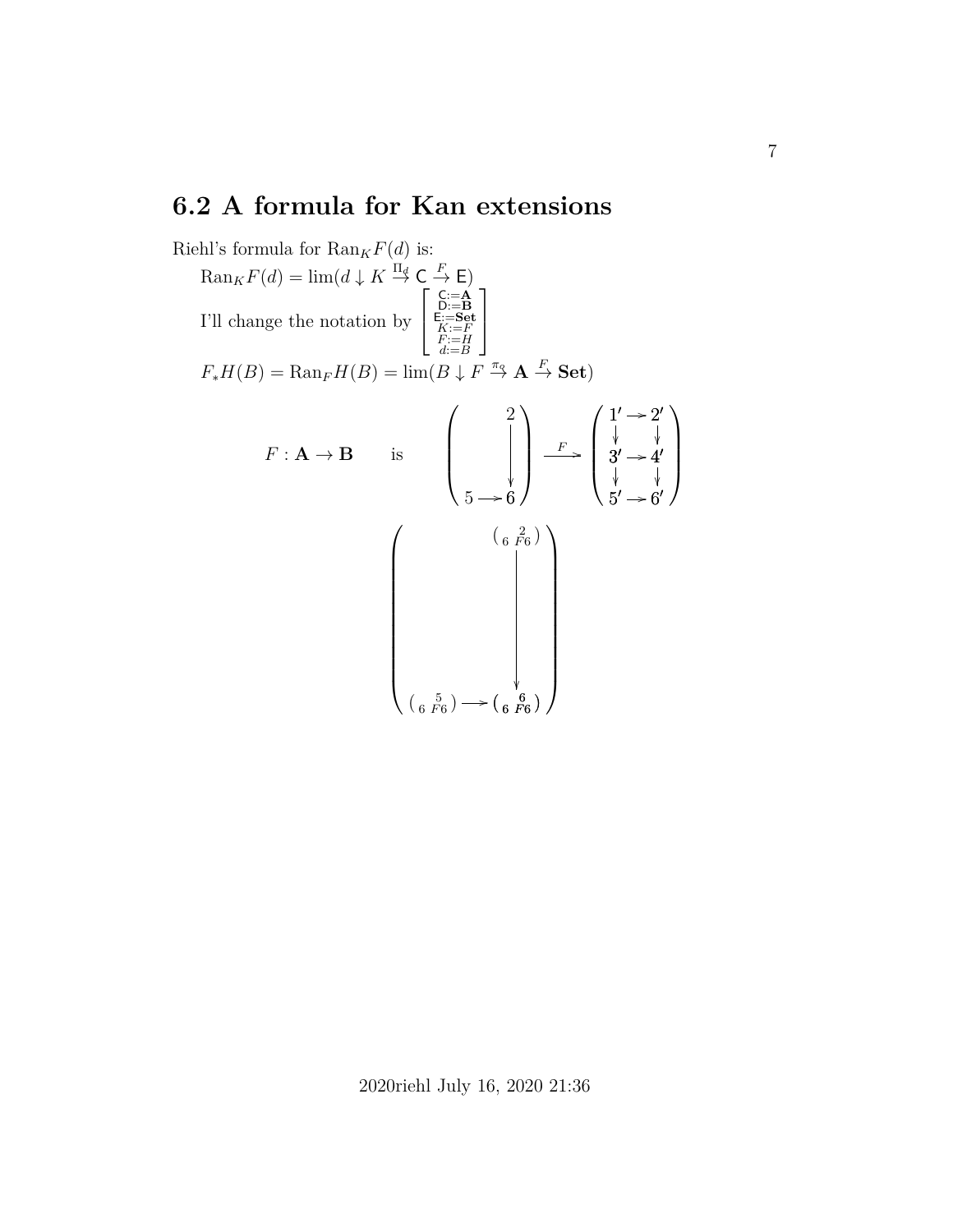## 6.2 A formula for Kan extensions

Riehl's formula for $\mathrm{Ran}_K F(d)$ is:

$\mathrm{Ran}_K F(d) = \lim(d \downarrow K \overset{\Pi_d}{\to} \mathsf{C} \overset{F}{\to} \mathsf{E})$

I'll change the notation by $\begin{bmatrix} \mathsf{C}:=\mathbf{A} \\ \mathsf{D}:=\mathbf{B} \\ \mathsf{E}:=\mathbf{Set} \\ K:=F \\ F:=H \\ d:=B \end{bmatrix}$

$F_* H(B) = \mathrm{Ran}_F H(B) = \lim(B \downarrow F \overset{\pi_0}{\to} \mathbf{A} \overset{F}{\to} \mathbf{Set})$

$$F : \mathbf{A} \to \mathbf{B} \qquad \text{is} \qquad \begin{pmatrix} & 2 \\ & \downarrow \\ 5 \to & 6 \end{pmatrix} \xrightarrow{F} \begin{pmatrix} 1' \to 2' \\ \downarrow \quad \downarrow \\ 3' \to 4' \\ \downarrow \quad \downarrow \\ 5' \to 6' \end{pmatrix}$$

$$\begin{pmatrix} & \left(\begin{smallmatrix} & 2 \\ 6 & F6 \end{smallmatrix}\right) \\ & \downarrow \\ \left(\begin{smallmatrix} & 5 \\ 6 & F6 \end{smallmatrix}\right) \to & \left(\begin{smallmatrix} & 6 \\ 6 & F6 \end{smallmatrix}\right) \end{pmatrix}$$